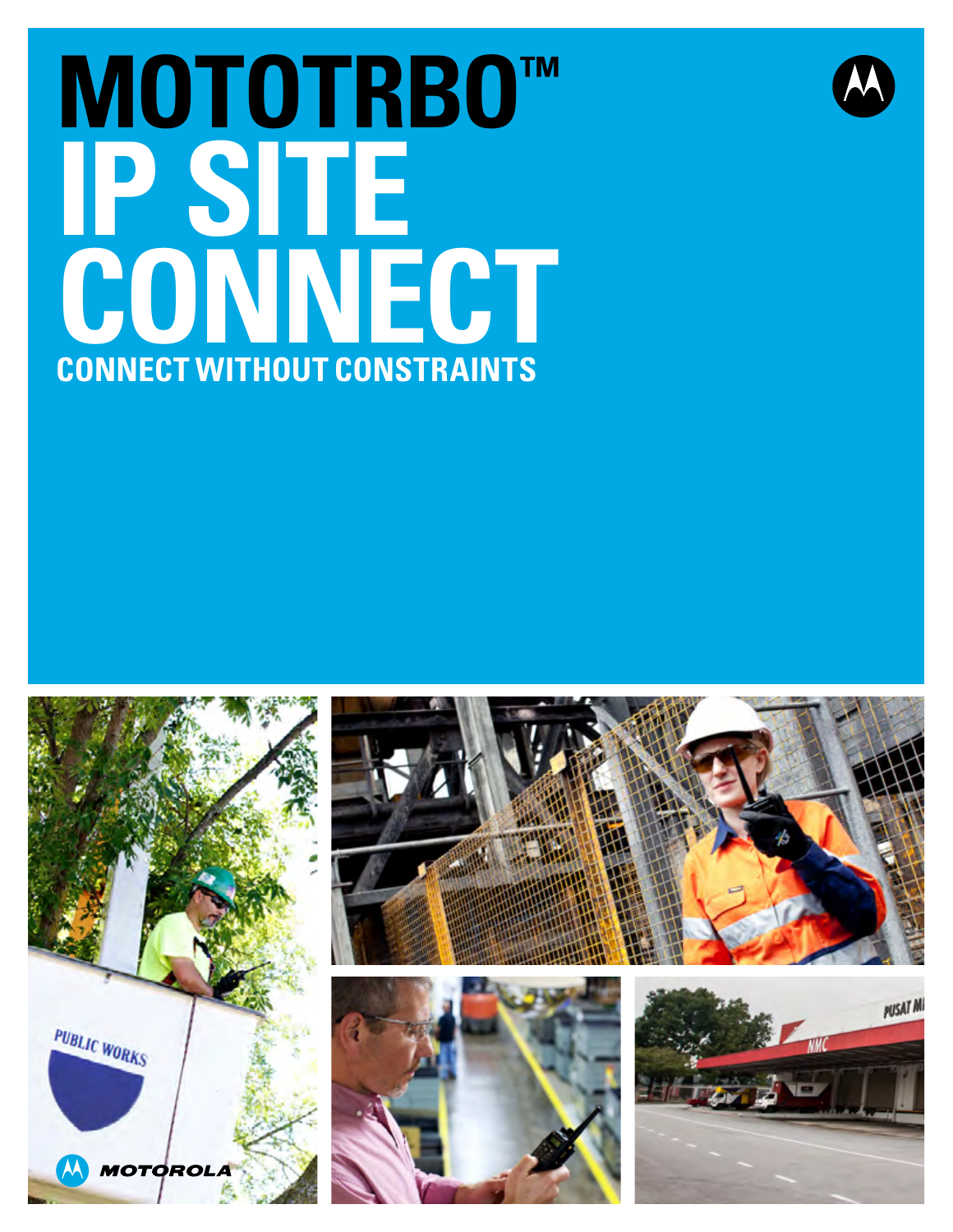# MOTOTRBO™ IP SITE CONNECT

## CONNECT WITHOUT CONSTRAINTS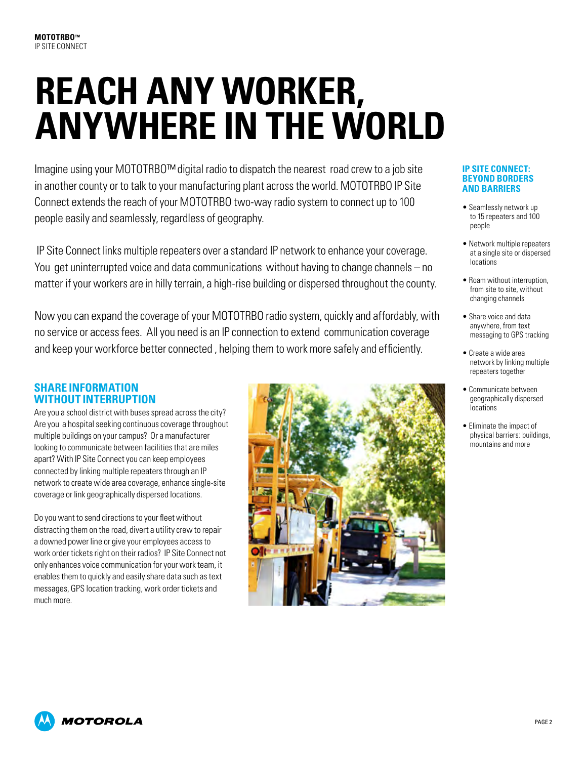# REACH ANY WORKER, ANYWHERE IN THE WORLD

Imagine using your MOTOTRBO™ digital radio to dispatch the nearest road crew to a job site in another county or to talk to your manufacturing plant across the world. MOTOTRBO IP Site Connect extends the reach of your MOTOTRBO two-way radio system to connect up to 100 people easily and seamlessly, regardless of geography.

IP Site Connect links multiple repeaters over a standard IP network to enhance your coverage. You get uninterrupted voice and data communications without having to change channels – no matter if your workers are in hilly terrain, a high-rise building or dispersed throughout the county.

Now you can expand the coverage of your MOTOTRBO radio system, quickly and affordably, with no service or access fees. All you need is an IP connection to extend communication coverage and keep your workforce better connected, helping them to work more safely and efficiently.

## SHARE INFORMATION WITHOUT INTERRUPTION

Are you a school district with buses spread across the city? Are you a hospital seeking continuous coverage throughout multiple buildings on your campus? Or a manufacturer looking to communicate between facilities that are miles apart? With IP Site Connect you can keep employees connected by linking multiple repeaters through an IP network to create wide area coverage, enhance single-site coverage or link geographically dispersed locations.

Do you want to send directions to your fleet without distracting them on the road, divert a utility crew to repair a downed power line or give your employees access to work order tickets right on their radios? IP Site Connect not only enhances voice communication for your work team, it enables them to quickly and easily share data such as text messages, GPS location tracking, work order tickets and much more.

## IP SITE CONNECT: BEYOND BORDERS AND BARRIERS

- Seamlessly network up to 15 repeaters and 100 people
- Network multiple repeaters at a single site or dispersed locations
- Roam without interruption, from site to site, without changing channels
- Share voice and data anywhere, from text messaging to GPS tracking
- Create a wide area network by linking multiple repeaters together
- Communicate between geographically dispersed locations
- Eliminate the impact of physical barriers: buildings, mountains and more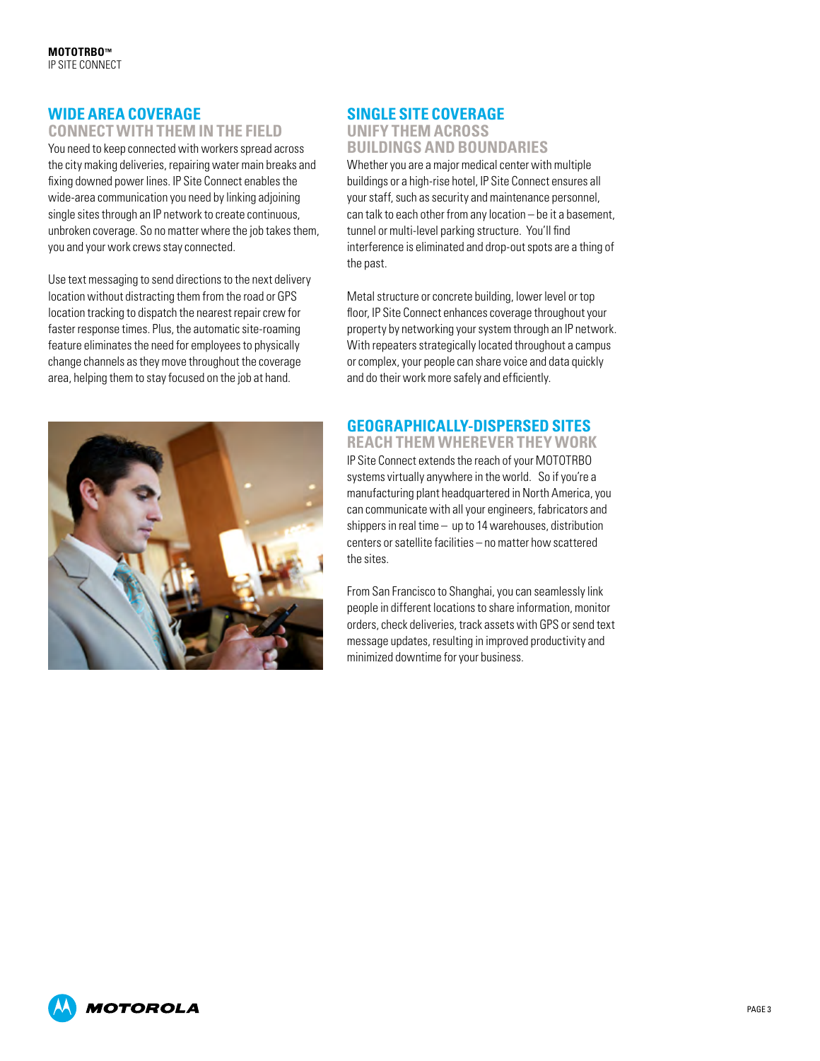## WIDE AREA COVERAGE

### CONNECT WITH THEM IN THE FIELD

You need to keep connected with workers spread across the city making deliveries, repairing water main breaks and fixing downed power lines. IP Site Connect enables the wide-area communication you need by linking adjoining single sites through an IP network to create continuous, unbroken coverage. So no matter where the job takes them, you and your work crews stay connected.

Use text messaging to send directions to the next delivery location without distracting them from the road or GPS location tracking to dispatch the nearest repair crew for faster response times. Plus, the automatic site-roaming feature eliminates the need for employees to physically change channels as they move throughout the coverage area, helping them to stay focused on the job at hand.

## SINGLE SITE COVERAGE

### UNIFY THEM ACROSS BUILDINGS AND BOUNDARIES

Whether you are a major medical center with multiple buildings or a high-rise hotel, IP Site Connect ensures all your staff, such as security and maintenance personnel, can talk to each other from any location – be it a basement, tunnel or multi-level parking structure. You'll find interference is eliminated and drop-out spots are a thing of the past.

Metal structure or concrete building, lower level or top floor, IP Site Connect enhances coverage throughout your property by networking your system through an IP network. With repeaters strategically located throughout a campus or complex, your people can share voice and data quickly and do their work more safely and efficiently.

## GEOGRAPHICALLY-DISPERSED SITES

### REACH THEM WHEREVER THEY WORK

IP Site Connect extends the reach of your MOTOTRBO systems virtually anywhere in the world. So if you're a manufacturing plant headquartered in North America, you can communicate with all your engineers, fabricators and shippers in real time – up to 14 warehouses, distribution centers or satellite facilities – no matter how scattered the sites.

From San Francisco to Shanghai, you can seamlessly link people in different locations to share information, monitor orders, check deliveries, track assets with GPS or send text message updates, resulting in improved productivity and minimized downtime for your business.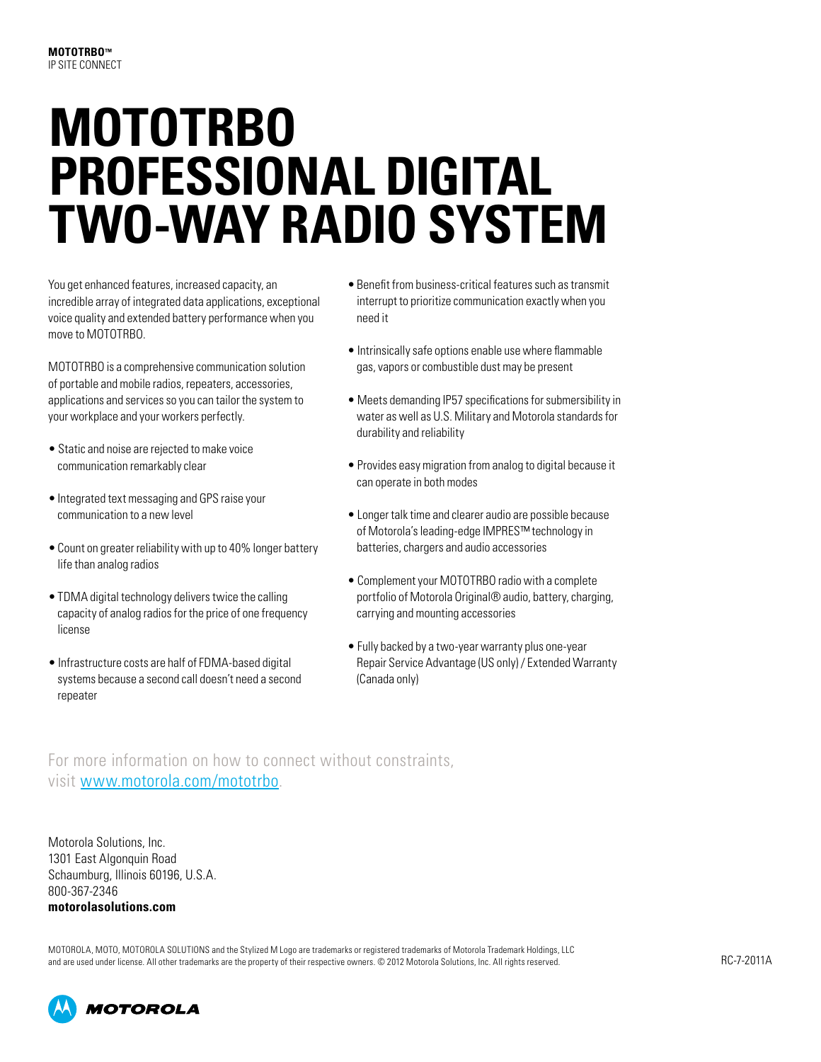# MOTOTRBO PROFESSIONAL DIGITAL TWO-WAY RADIO SYSTEM

You get enhanced features, increased capacity, an incredible array of integrated data applications, exceptional voice quality and extended battery performance when you move to MOTOTRBO.

MOTOTRBO is a comprehensive communication solution of portable and mobile radios, repeaters, accessories, applications and services so you can tailor the system to your workplace and your workers perfectly.

- Static and noise are rejected to make voice communication remarkably clear
- Integrated text messaging and GPS raise your communication to a new level
- Count on greater reliability with up to 40% longer battery life than analog radios
- TDMA digital technology delivers twice the calling capacity of analog radios for the price of one frequency license
- Infrastructure costs are half of FDMA-based digital systems because a second call doesn't need a second repeater
- Benefit from business-critical features such as transmit interrupt to prioritize communication exactly when you need it
- Intrinsically safe options enable use where flammable gas, vapors or combustible dust may be present
- Meets demanding IP57 specifications for submersibility in water as well as U.S. Military and Motorola standards for durability and reliability
- Provides easy migration from analog to digital because it can operate in both modes
- Longer talk time and clearer audio are possible because of Motorola's leading-edge IMPRES™ technology in batteries, chargers and audio accessories
- Complement your MOTOTRBO radio with a complete portfolio of Motorola Original® audio, battery, charging, carrying and mounting accessories
- Fully backed by a two-year warranty plus one-year Repair Service Advantage (US only) / Extended Warranty (Canada only)

For more information on how to connect without constraints, visit www.motorola.com/mototrbo.

Motorola Solutions, Inc.
1301 East Algonquin Road
Schaumburg, Illinois 60196, U.S.A.
800-367-2346
**motorolasolutions.com**

MOTOROLA, MOTO, MOTOROLA SOLUTIONS and the Stylized M Logo are trademarks or registered trademarks of Motorola Trademark Holdings, LLC and are used under license. All other trademarks are the property of their respective owners. © 2012 Motorola Solutions, Inc. All rights reserved.

RC-7-2011A